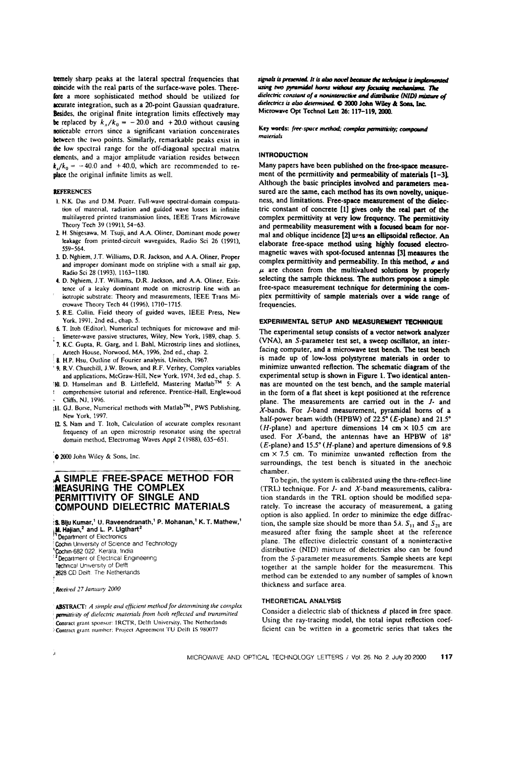tremely sharp peaks at the lateral spectral frequencies that coincide with the real parts of the surface-wave poles. Therefore a more sophisticated method should be utilized for accurate integration, such as a 20-point Gaussian quadrature. Besides, the original finite integration limits effectively may be replaced by $k_x/k_0 = -20.0$ and $+20.0$ without causing noticeable errors since a significant variation concentrates between the two points. Similarly, remarkable peaks exist in the low spectral range for the off-diagonal spectral matrix elements, and a major amplitude variation resides between $k_x/k_0 = -40.0$ and $+40.0$, which are recommended to replace the original infinite limits as well.

## REFERENCES

1. N.K. Das and D.M. Pozer, Full-wave spectral-domain computation of material, radiation and guided wave losses in infinite multilayered printed transmission lines, IEEE Trans Microwave Theory Tech 39 (1991), 54–63.
2. H. Shigesawa, M. Tsuji, and A.A. Oliner, Dominant mode power leakage from printed-circuit waveguides, Radio Sci 26 (1991), 559–564.
3. D. Nghiem, J.T. Williams, D.R. Jackson, and A.A. Oliner, Proper and improper dominant mode on stripline with a small air gap, Radio Sci 28 (1993), 1163–1180.
4. D. Nghiem, J.T. Williams, D.R. Jackson, and A.A. Oliner, Existence of a leaky dominant mode on microstrip line with an isotropic substrate: Theory and measurements, IEEE Trans Microwave Theory Tech 44 (1996), 1710–1715.
5. R.E. Collin, Field theory of guided waves, IEEE Press, New York, 1991, 2nd ed., chap. 5.
6. T. Itoh (Editor), Numerical techniques for microwave and millimeter-wave passive structures, Wiley, New York, 1989, chap. 5.
7. K.C. Gupta, R. Garg, and I. Bahl, Microstrip lines and slotlines, Artech House, Norwood, MA, 1996, 2nd ed., chap. 2.
8. H.P. Hsu, Outline of Fourier analysis, Unitech, 1967.
9. R.V. Churchill, J.W. Brown, and R.F. Verhey, Complex variables and applications, McGraw-Hill, New York, 1974, 3rd ed., chap. 5.
10. D. Hanselman and B. Littlefield, Mastering Matlab™ 5: A comprehensive tutorial and reference, Prentice-Hall, Englewood Cliffs, NJ, 1996.
11. G.J. Borse, Numerical methods with Matlab™, PWS Publishing, New York, 1997.
12. S. Nam and T. Itoh, Calculation of accurate complex resonant frequency of an open microstrip resonator using the spectral domain method, Electromag Waves Appl 2 (1988), 635–651.

© 2000 John Wiley & Sons, Inc.

# A SIMPLE FREE-SPACE METHOD FOR MEASURING THE COMPLEX PERMITTIVITY OF SINGLE AND COMPOUND DIELECTRIC MATERIALS

**S. Biju Kumar,[1] U. Raveendranath,[1] P. Mohanan,[1] K. T. Mathew,[1] M. Hajian,[2] and L. P. Ligthart[2]**

[1] Department of Electronics
Cochin University of Science and Technology
Cochin-682 022, Kerala, India
[2] Department of Electrical Engineering
Technical University of Delft
2628 CD Delft, The Netherlands

*Received 27 January 2000*

**ABSTRACT:** *A simple and efficient method for determining the complex permittivity of dielectric materials from both reflected and transmitted signals is presented. It is also novel because the technique is implemented using two pyramidal horns without any focusing mechanisms. The dielectric constant of a noninteractive and distributive (NID) mixture of dielectrics is also determined.* © 2000 John Wiley & Sons, Inc. Microwave Opt Technol Lett 26: 117–119, 2000.

Contract grant sponsor: IRCTR, Delft University, The Netherlands
Contract grant number: Project Agreement TU Delft IS 980077

**Key words:** *free-space method; complex permittivity; compound materials*

## INTRODUCTION

Many papers have been published on the free-space measurement of the permittivity and permeability of materials [1–3]. Although the basic principles involved and parameters measured are the same, each method has its own novelty, uniqueness, and limitations. Free-space measurement of the dielectric constant of concrete [1] gives only the real part of the complex permittivity at very low frequency. The permittivity and permeability measurement with a focused beam for normal and oblique incidence [2] uses an ellipsoidal reflector. An elaborate free-space method using highly focused electromagnetic waves with spot-focused antennas [3] measures the complex permittivity and permeability. In this method, $\varepsilon$ and $\mu$ are chosen from the multivalued solutions by properly selecting the sample thickness. The authors propose a simple free-space measurement technique for determining the complex permittivity of sample materials over a wide range of frequencies.

## EXPERIMENTAL SETUP AND MEASUREMENT TECHNIQUE

The experimental setup consists of a vector network analyzer (VNA), an S-parameter test set, a sweep oscillator, an interfacing computer, and a microwave test bench. The test bench is made up of low-loss polystyrene materials in order to minimize unwanted reflection. The schematic diagram of the experimental setup is shown in Figure 1. Two identical antennas are mounted on the test bench, and the sample material in the form of a flat sheet is kept positioned at the reference plane. The measurements are carried out in the J- and X-bands. For J-band measurement, pyramidal horns of a half-power beam width (HPBW) of 22.5° (E-plane) and 21.5° (H-plane) and aperture dimensions 14 cm × 10.5 cm are used. For X-band, the antennas have an HPBW of 18° (E-plane) and 15.5° (H-plane) and aperture dimensions of 9.8 cm × 7.5 cm. To minimize unwanted reflection from the surroundings, the test bench is situated in the anechoic chamber.

To begin, the system is calibrated using the thru-reflect-line (TRL) technique. For J- and X-band measurements, calibration standards in the TRL option should be modified separately. To increase the accuracy of measurement, a gating option is also applied. In order to minimize the edge diffraction, the sample size should be more than $5\lambda$. $S_{11}$ and $S_{21}$ are measured after fixing the sample sheet at the reference plane. The effective dielectric constant of a noninteractive distributive (NID) mixture of dielectrics also can be found from the S-parameter measurements. Sample sheets are kept together at the sample holder for the measurement. This method can be extended to any number of samples of known thickness and surface area.

## THEORETICAL ANALYSIS

Consider a dielectric slab of thickness $d$ placed in free space. Using the ray-tracing model, the total input reflection coefficient can be written in a geometric series that takes the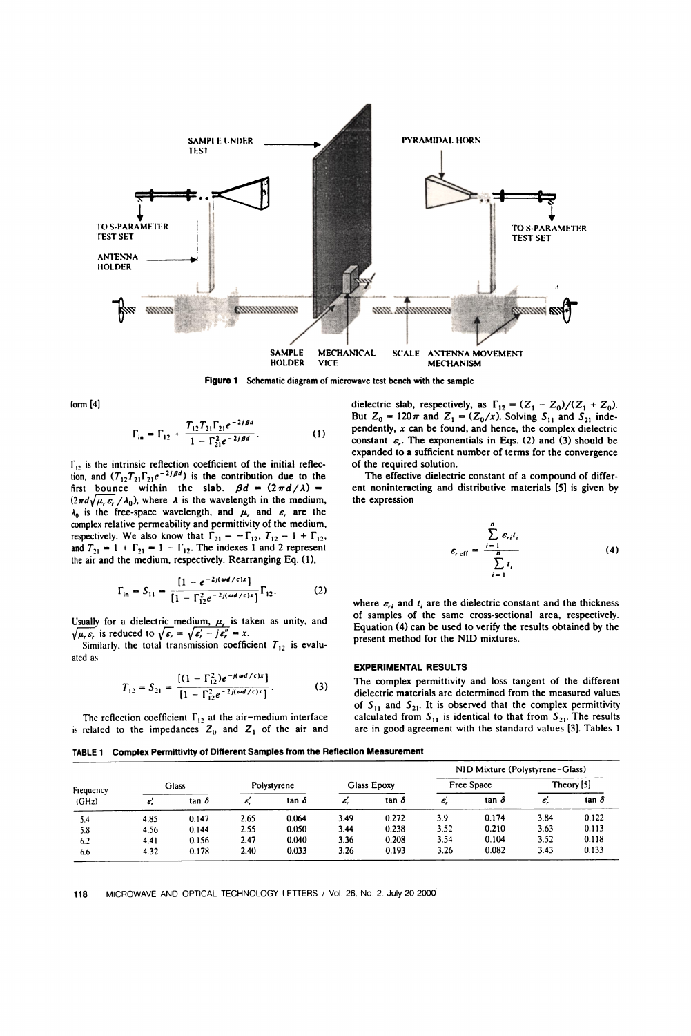Figure 1 Schematic diagram of microwave test bench with the sample

form [4]

$$\Gamma_{in} = \Gamma_{12} + \frac{T_{12}T_{21}\Gamma_{21}e^{-2j\beta d}}{1 - \Gamma_{21}^2 e^{-2j\beta d}}. \quad (1)$$

$\Gamma_{12}$ is the intrinsic reflection coefficient of the initial reflection, and $(T_{12}T_{21}\Gamma_{21}e^{-2j\beta d})$ is the contribution due to the first bounce within the slab. $\beta d = (2\pi d/\lambda) = (2\pi d\sqrt{\mu_r \varepsilon_r}/\lambda_0)$, where $\lambda$ is the wavelength in the medium, $\lambda_0$ is the free-space wavelength, and $\mu_r$ and $\varepsilon_r$ are the complex relative permeability and permittivity of the medium, respectively. We also know that $\Gamma_{21} = -\Gamma_{12}$, $T_{12} = 1 + \Gamma_{12}$, and $T_{21} = 1 + \Gamma_{21} = 1 - \Gamma_{12}$. The indexes 1 and 2 represent the air and the medium, respectively. Rearranging Eq. (1),

$$\Gamma_{in} = S_{11} = \frac{[1 - e^{-2j(\omega d/c)x}]}{[1 - \Gamma_{12}^2 e^{-2j(\omega d/c)x}]}\Gamma_{12}. \quad (2)$$

Usually for a dielectric medium, $\mu_r$ is taken as unity, and $\sqrt{\mu_r \varepsilon_r}$ is reduced to $\sqrt{\varepsilon_r} = \sqrt{\varepsilon_r' - j\varepsilon_r''} = x$.

Similarly, the total transmission coefficient $T_{12}$ is evaluated as

$$T_{12} = S_{21} = \frac{[(1 - \Gamma_{12}^2)e^{-j(\omega d/c)x}]}{[1 - \Gamma_{12}^2 e^{-2j(\omega d/c)x}]}. \quad (3)$$

The reflection coefficient $\Gamma_{12}$ at the air–medium interface is related to the impedances $Z_0$ and $Z_1$ of the air and dielectric slab, respectively, as $\Gamma_{12} = (Z_1 - Z_0)/(Z_1 + Z_0)$. But $Z_0 = 120\pi$ and $Z_1 = (Z_0/x)$. Solving $S_{11}$ and $S_{21}$ independently, $x$ can be found, and hence, the complex dielectric constant $\varepsilon_r$. The exponentials in Eqs. (2) and (3) should be expanded to a sufficient number of terms for the convergence of the required solution.

The effective dielectric constant of a compound of different noninteracting and distributive materials [5] is given by the expression

$$\varepsilon_{r\,\text{eff}} = \frac{\sum_{i=1}^{n} \varepsilon_{ri} t_i}{\sum_{i=1}^{n} t_i} \quad (4)$$

where $\varepsilon_{ri}$ and $t_i$ are the dielectric constant and the thickness of samples of the same cross-sectional area, respectively. Equation (4) can be used to verify the results obtained by the present method for the NID mixtures.

### EXPERIMENTAL RESULTS

The complex permittivity and loss tangent of the different dielectric materials are determined from the measured values of $S_{11}$ and $S_{21}$. It is observed that the complex permittivity calculated from $S_{11}$ is identical to that from $S_{21}$. The results are in good agreement with the standard values [3]. Tables 1

**TABLE 1 Complex Permittivity of Different Samples from the Reflection Measurement**

| Frequency (GHz) | Glass | | Polystyrene | | Glass Epoxy | | NID Mixture (Polystyrene–Glass) Free Space | | NID Mixture (Polystyrene–Glass) Theory [5] | |
|---|---|---|---|---|---|---|---|---|---|---|
| | $\varepsilon_r'$ | $\tan\delta$ | $\varepsilon_r'$ | $\tan\delta$ | $\varepsilon_r'$ | $\tan\delta$ | $\varepsilon_r'$ | $\tan\delta$ | $\varepsilon_r'$ | $\tan\delta$ |
| 5.4 | 4.85 | 0.147 | 2.65 | 0.064 | 3.49 | 0.272 | 3.9 | 0.174 | 3.84 | 0.122 |
| 5.8 | 4.56 | 0.144 | 2.55 | 0.050 | 3.44 | 0.238 | 3.52 | 0.210 | 3.63 | 0.113 |
| 6.2 | 4.41 | 0.156 | 2.47 | 0.040 | 3.36 | 0.208 | 3.54 | 0.104 | 3.52 | 0.118 |
| 6.6 | 4.32 | 0.178 | 2.40 | 0.033 | 3.26 | 0.193 | 3.26 | 0.082 | 3.43 | 0.133 |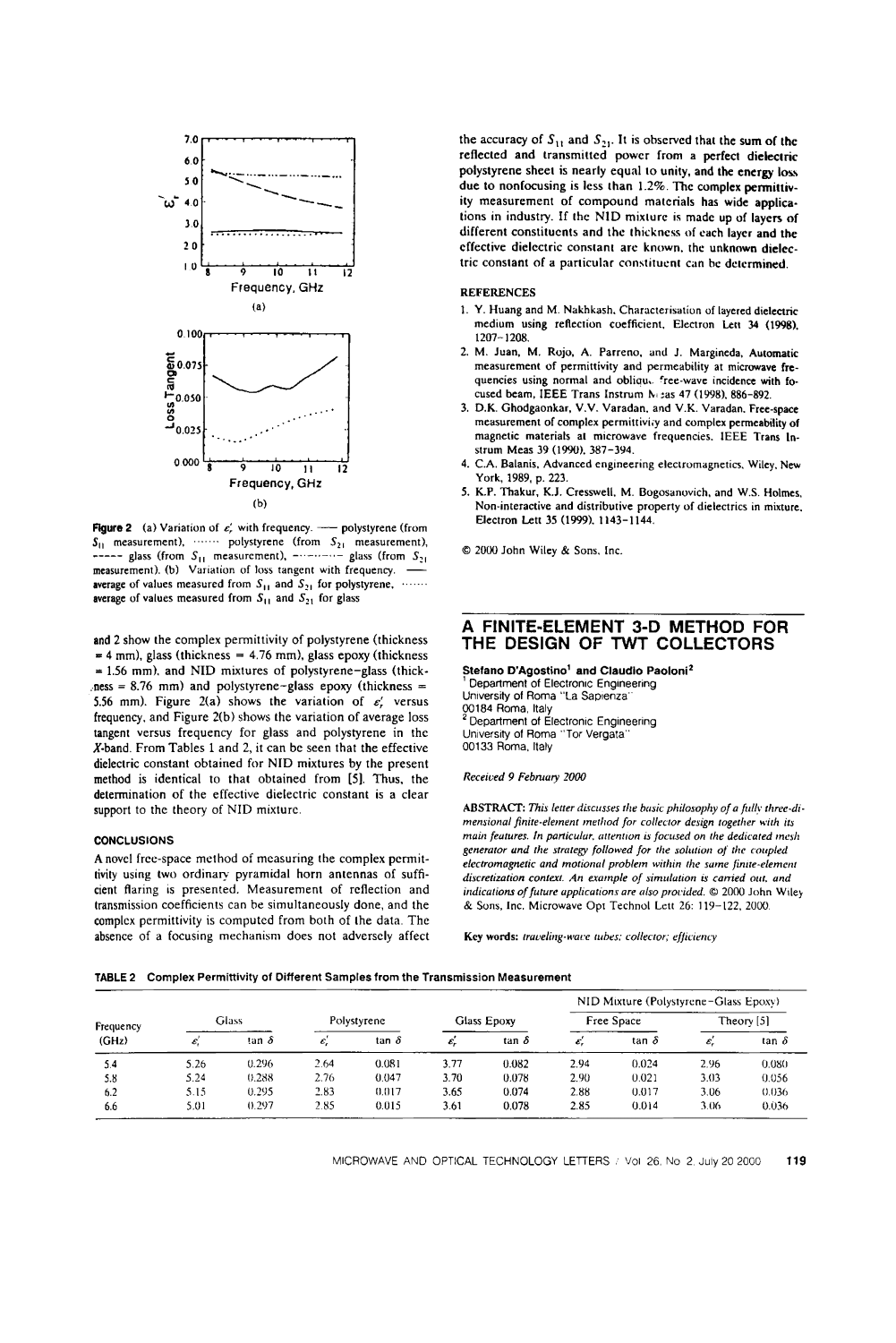7.0
6.0
5.0
$\varepsilon_r'$ 4.0
3.0
2.0
1.0
8 9 10 11 12
Frequency, GHz
(a)

0.100
0.075
Loss Tangent
0.050
0.025
0.000
8 9 10 11 12
Frequency, GHz
(b)

**Figure 2** (a) Variation of $\varepsilon_r'$ with frequency. —— polystyrene (from $S_{11}$ measurement), ······ polystyrene (from $S_{21}$ measurement), ----- glass (from $S_{11}$ measurement), —·—·— glass (from $S_{21}$ measurement). (b) Variation of loss tangent with frequency. —— average of values measured from $S_{11}$ and $S_{21}$ for polystyrene, ······ average of values measured from $S_{11}$ and $S_{21}$ for glass

and 2 show the complex permittivity of polystyrene (thickness = 4 mm), glass (thickness = 4.76 mm), glass epoxy (thickness = 1.56 mm), and NID mixtures of polystyrene–glass (thickness = 8.76 mm) and polystyrene–glass epoxy (thickness = 5.56 mm). Figure 2(a) shows the variation of $\varepsilon_r'$ versus frequency, and Figure 2(b) shows the variation of average loss tangent versus frequency for glass and polystyrene in the X-band. From Tables 1 and 2, it can be seen that the effective dielectric constant obtained for NID mixtures by the present method is identical to that obtained from [5]. Thus, the determination of the effective dielectric constant is a clear support to the theory of NID mixture.

## CONCLUSIONS

A novel free-space method of measuring the complex permittivity using two ordinary pyramidal horn antennas of sufficient flaring is presented. Measurement of reflection and transmission coefficients can be simultaneously done, and the complex permittivity is computed from both of the data. The absence of a focusing mechanism does not adversely affect the accuracy of $S_{11}$ and $S_{21}$. It is observed that the sum of the reflected and transmitted power from a perfect dielectric polystyrene sheet is nearly equal to unity, and the energy loss due to nonfocusing is less than 1.2%. The complex permittivity measurement of compound materials has wide applications in industry. If the NID mixture is made up of layers of different constituents and the thickness of each layer and the effective dielectric constant are known, the unknown dielectric constant of a particular constituent can be determined.

## REFERENCES

1. Y. Huang and M. Nakhkash, Characterisation of layered dielectric medium using reflection coefficient, Electron Lett 34 (1998), 1207–1208.
2. M. Juan, M. Rojo, A. Parreno, and J. Margineda, Automatic measurement of permittivity and permeability at microwave frequencies using normal and oblique free-wave incidence with focused beam, IEEE Trans Instrum Meas 47 (1998), 886–892.
3. D.K. Ghodgaonkar, V.V. Varadan, and V.K. Varadan, Free-space measurement of complex permittivity and complex permeability of magnetic materials at microwave frequencies, IEEE Trans Instrum Meas 39 (1990), 387–394.
4. C.A. Balanis, Advanced engineering electromagnetics, Wiley, New York, 1989, p. 223.
5. K.P. Thakur, K.J. Cresswell, M. Bogosanovich, and W.S. Holmes, Non-interactive and distributive property of dielectrics in mixture, Electron Lett 35 (1999), 1143–1144.

© 2000 John Wiley & Sons, Inc.

# A FINITE-ELEMENT 3-D METHOD FOR THE DESIGN OF TWT COLLECTORS

**Stefano D'Agostino[1] and Claudio Paoloni[2]**
[1] Department of Electronic Engineering
University of Roma "La Sapienza"
00184 Roma, Italy
[2] Department of Electronic Engineering
University of Roma "Tor Vergata"
00133 Roma, Italy

*Received 9 February 2000*

**ABSTRACT:** *This letter discusses the basic philosophy of a fully three-dimensional finite-element method for collector design together with its main features. In particular, attention is focused on the dedicated mesh generator and the strategy followed for the solution of the coupled electromagnetic and motional problem within the same finite-element discretization context. An example of simulation is carried out, and indications of future applications are also provided.* © 2000 John Wiley & Sons, Inc. Microwave Opt Technol Lett 26: 119–122, 2000.

**Key words:** *traveling-wave tubes; collector; efficiency*

**TABLE 2 Complex Permittivity of Different Samples from the Transmission Measurement**

| Frequency (GHz) | Glass | | Polystyrene | | Glass Epoxy | | NID Mixture (Polystyrene–Glass Epoxy) | | | |
|---|---|---|---|---|---|---|---|---|---|---|
| | | | | | | | Free Space | | Theory [5] | |
| | $\varepsilon_r'$ | $\tan\delta$ | $\varepsilon_r'$ | $\tan\delta$ | $\varepsilon_r'$ | $\tan\delta$ | $\varepsilon_r'$ | $\tan\delta$ | $\varepsilon_r'$ | $\tan\delta$ |
| 5.4 | 5.26 | 0.296 | 2.64 | 0.081 | 3.77 | 0.082 | 2.94 | 0.024 | 2.96 | 0.080 |
| 5.8 | 5.24 | 0.288 | 2.76 | 0.047 | 3.70 | 0.078 | 2.90 | 0.021 | 3.03 | 0.056 |
| 6.2 | 5.15 | 0.295 | 2.83 | 0.017 | 3.65 | 0.074 | 2.88 | 0.017 | 3.06 | 0.036 |
| 6.6 | 5.01 | 0.297 | 2.85 | 0.015 | 3.61 | 0.078 | 2.85 | 0.014 | 3.06 | 0.036 |